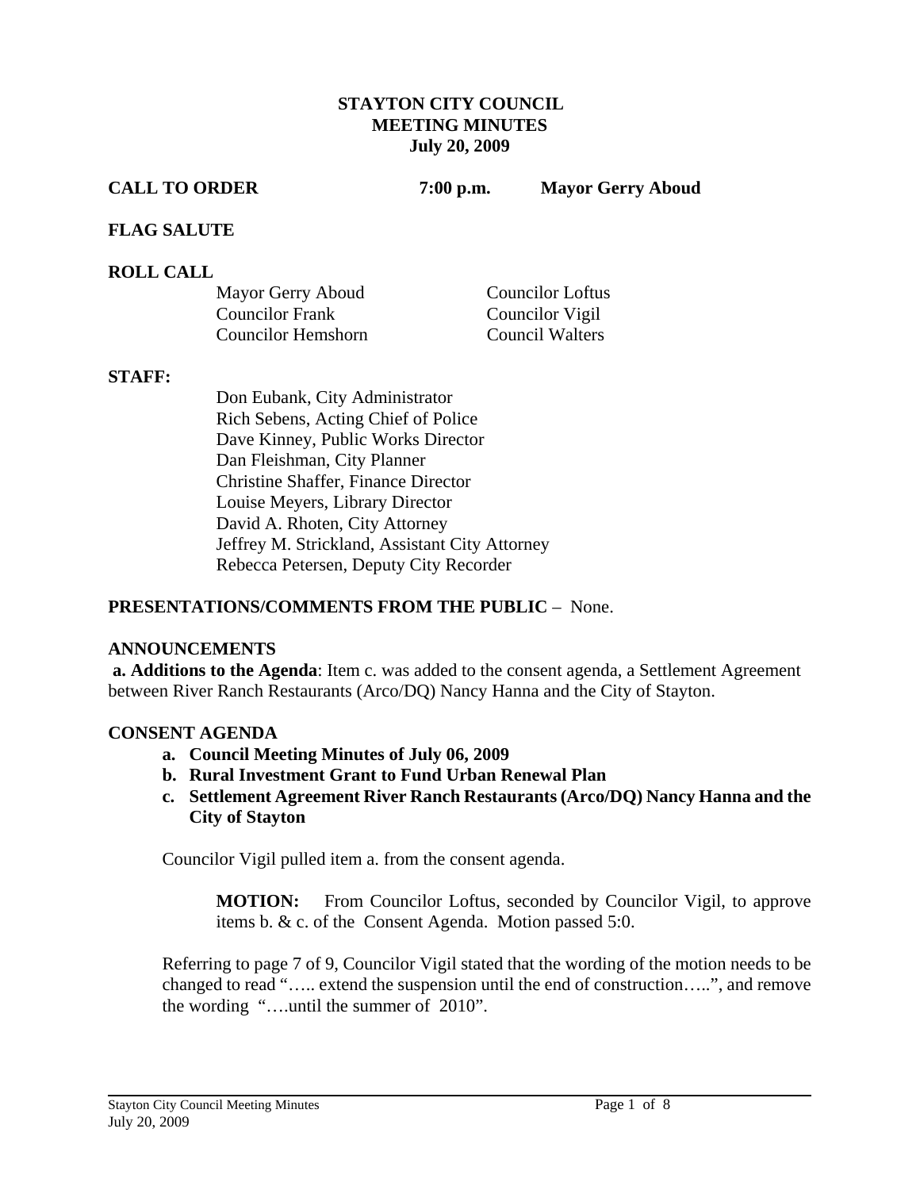# STAYTON CITY COUNCIL
## MEETING MINUTES
### July 20, 2009

**CALL TO ORDER** **7:00 p.m.** **Mayor Gerry Aboud**

**FLAG SALUTE**

**ROLL CALL**

Mayor Gerry Aboud
Councilor Frank
Councilor Hemshorn
Councilor Loftus
Councilor Vigil
Council Walters

**STAFF:**

Don Eubank, City Administrator
Rich Sebens, Acting Chief of Police
Dave Kinney, Public Works Director
Dan Fleishman, City Planner
Christine Shaffer, Finance Director
Louise Meyers, Library Director
David A. Rhoten, City Attorney
Jeffrey M. Strickland, Assistant City Attorney
Rebecca Petersen, Deputy City Recorder

**PRESENTATIONS/COMMENTS FROM THE PUBLIC** – None.

**ANNOUNCEMENTS**

**a. Additions to the Agenda**: Item c. was added to the consent agenda, a Settlement Agreement between River Ranch Restaurants (Arco/DQ) Nancy Hanna and the City of Stayton.

**CONSENT AGENDA**

- **a. Council Meeting Minutes of July 06, 2009**
- **b. Rural Investment Grant to Fund Urban Renewal Plan**
- **c. Settlement Agreement River Ranch Restaurants (Arco/DQ) Nancy Hanna and the City of Stayton**

Councilor Vigil pulled item a. from the consent agenda.

> **MOTION:** From Councilor Loftus, seconded by Councilor Vigil, to approve items b. & c. of the Consent Agenda. Motion passed 5:0.

Referring to page 7 of 9, Councilor Vigil stated that the wording of the motion needs to be changed to read "….. extend the suspension until the end of construction…..", and remove the wording "….until the summer of 2010".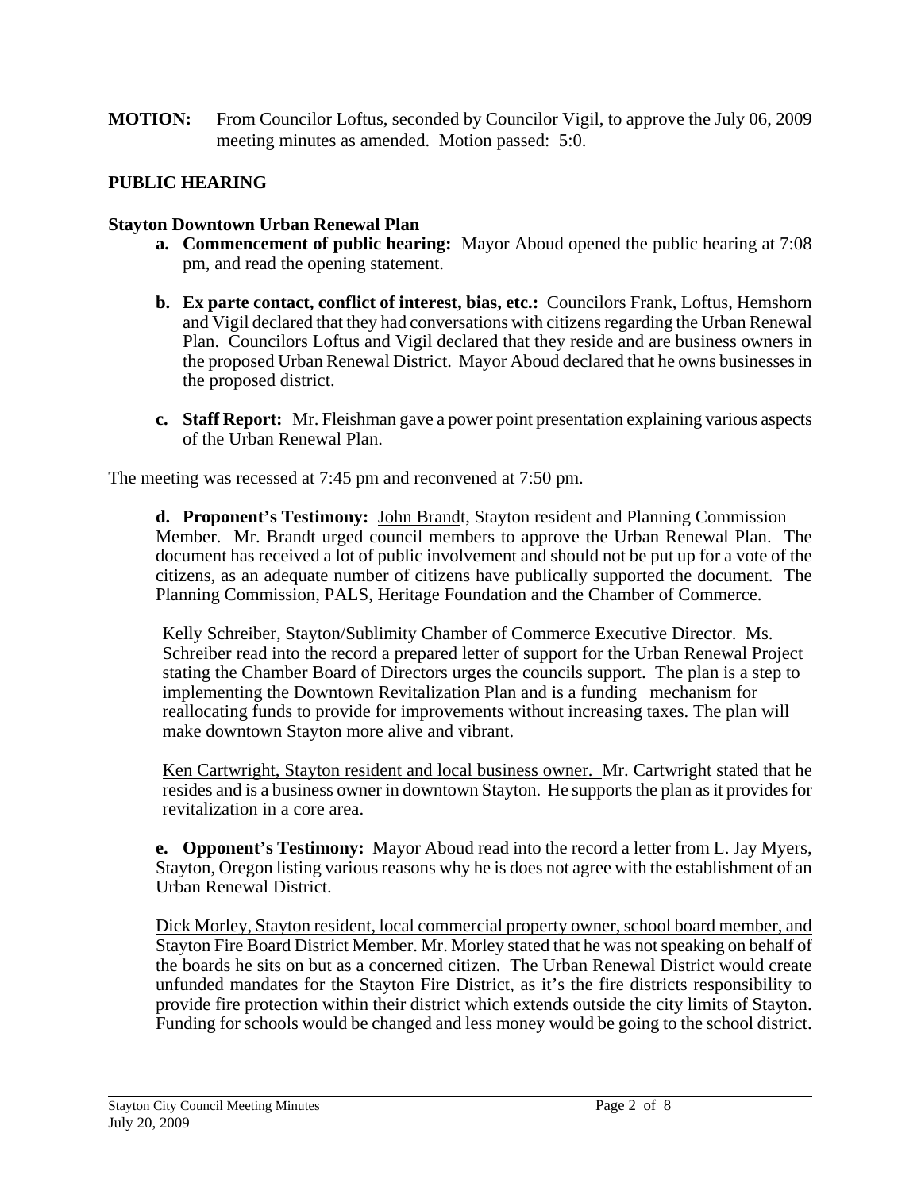**MOTION:** From Councilor Loftus, seconded by Councilor Vigil, to approve the July 06, 2009 meeting minutes as amended. Motion passed: 5:0.

## PUBLIC HEARING

### Stayton Downtown Urban Renewal Plan

- **a. Commencement of public hearing:** Mayor Aboud opened the public hearing at 7:08 pm, and read the opening statement.
- **b. Ex parte contact, conflict of interest, bias, etc.:** Councilors Frank, Loftus, Hemshorn and Vigil declared that they had conversations with citizens regarding the Urban Renewal Plan. Councilors Loftus and Vigil declared that they reside and are business owners in the proposed Urban Renewal District. Mayor Aboud declared that he owns businesses in the proposed district.
- **c. Staff Report:** Mr. Fleishman gave a power point presentation explaining various aspects of the Urban Renewal Plan.

The meeting was recessed at 7:45 pm and reconvened at 7:50 pm.

**d. Proponent's Testimony:** John Brandt, Stayton resident and Planning Commission Member. Mr. Brandt urged council members to approve the Urban Renewal Plan. The document has received a lot of public involvement and should not be put up for a vote of the citizens, as an adequate number of citizens have publically supported the document. The Planning Commission, PALS, Heritage Foundation and the Chamber of Commerce.

Kelly Schreiber, Stayton/Sublimity Chamber of Commerce Executive Director. Ms. Schreiber read into the record a prepared letter of support for the Urban Renewal Project stating the Chamber Board of Directors urges the councils support. The plan is a step to implementing the Downtown Revitalization Plan and is a funding mechanism for reallocating funds to provide for improvements without increasing taxes. The plan will make downtown Stayton more alive and vibrant.

Ken Cartwright, Stayton resident and local business owner. Mr. Cartwright stated that he resides and is a business owner in downtown Stayton. He supports the plan as it provides for revitalization in a core area.

**e. Opponent's Testimony:** Mayor Aboud read into the record a letter from L. Jay Myers, Stayton, Oregon listing various reasons why he is does not agree with the establishment of an Urban Renewal District.

Dick Morley, Stayton resident, local commercial property owner, school board member, and Stayton Fire Board District Member. Mr. Morley stated that he was not speaking on behalf of the boards he sits on but as a concerned citizen. The Urban Renewal District would create unfunded mandates for the Stayton Fire District, as it's the fire districts responsibility to provide fire protection within their district which extends outside the city limits of Stayton. Funding for schools would be changed and less money would be going to the school district.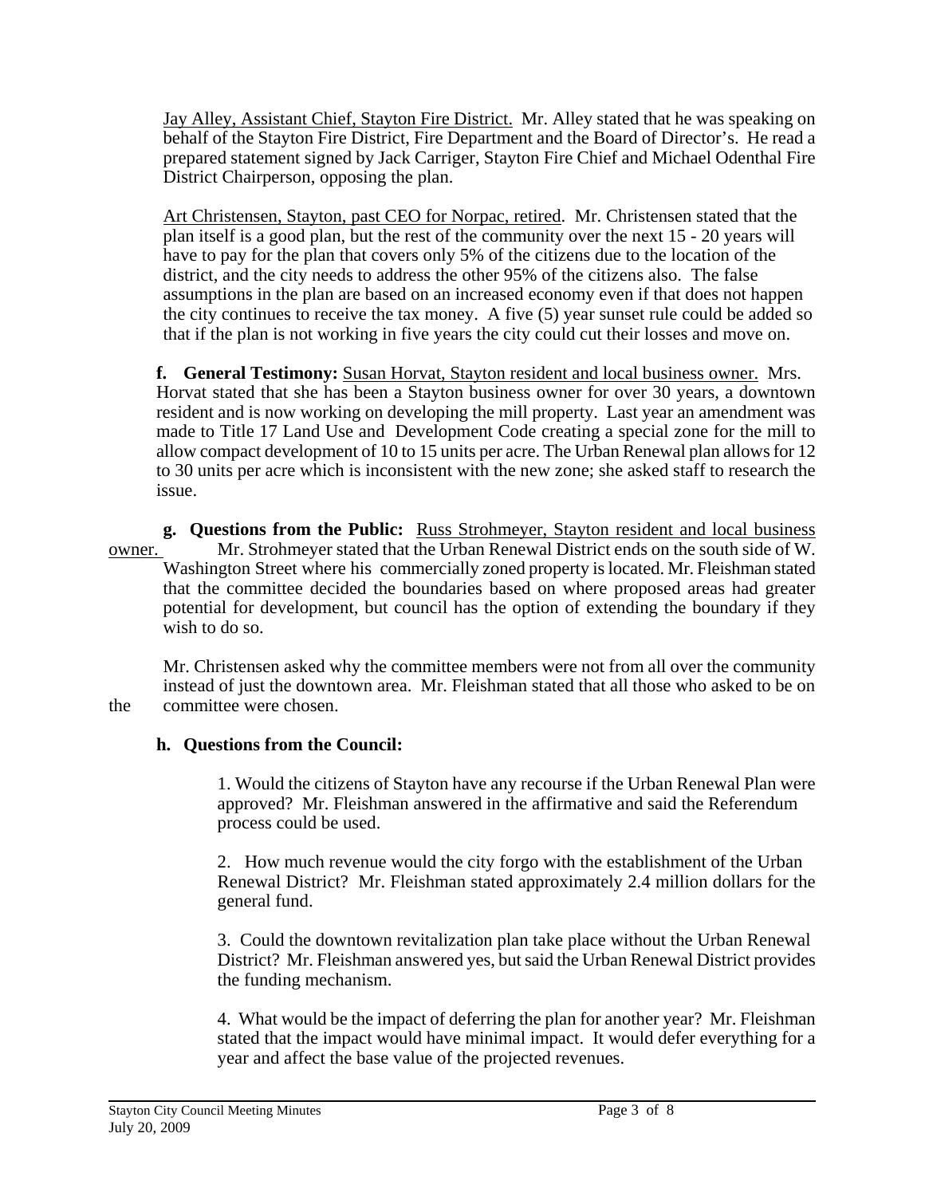Jay Alley, Assistant Chief, Stayton Fire District. Mr. Alley stated that he was speaking on behalf of the Stayton Fire District, Fire Department and the Board of Director's. He read a prepared statement signed by Jack Carriger, Stayton Fire Chief and Michael Odenthal Fire District Chairperson, opposing the plan.

Art Christensen, Stayton, past CEO for Norpac, retired. Mr. Christensen stated that the plan itself is a good plan, but the rest of the community over the next 15 - 20 years will have to pay for the plan that covers only 5% of the citizens due to the location of the district, and the city needs to address the other 95% of the citizens also. The false assumptions in the plan are based on an increased economy even if that does not happen the city continues to receive the tax money. A five (5) year sunset rule could be added so that if the plan is not working in five years the city could cut their losses and move on.

**f. General Testimony:** Susan Horvat, Stayton resident and local business owner. Mrs. Horvat stated that she has been a Stayton business owner for over 30 years, a downtown resident and is now working on developing the mill property. Last year an amendment was made to Title 17 Land Use and Development Code creating a special zone for the mill to allow compact development of 10 to 15 units per acre. The Urban Renewal plan allows for 12 to 30 units per acre which is inconsistent with the new zone; she asked staff to research the issue.

**g. Questions from the Public:** Russ Strohmeyer, Stayton resident and local business owner. Mr. Strohmeyer stated that the Urban Renewal District ends on the south side of W. Washington Street where his commercially zoned property is located. Mr. Fleishman stated that the committee decided the boundaries based on where proposed areas had greater potential for development, but council has the option of extending the boundary if they wish to do so.

Mr. Christensen asked why the committee members were not from all over the community instead of just the downtown area. Mr. Fleishman stated that all those who asked to be on the committee were chosen.

**h. Questions from the Council:**

1. Would the citizens of Stayton have any recourse if the Urban Renewal Plan were approved? Mr. Fleishman answered in the affirmative and said the Referendum process could be used.

2. How much revenue would the city forgo with the establishment of the Urban Renewal District? Mr. Fleishman stated approximately 2.4 million dollars for the general fund.

3. Could the downtown revitalization plan take place without the Urban Renewal District? Mr. Fleishman answered yes, but said the Urban Renewal District provides the funding mechanism.

4. What would be the impact of deferring the plan for another year? Mr. Fleishman stated that the impact would have minimal impact. It would defer everything for a year and affect the base value of the projected revenues.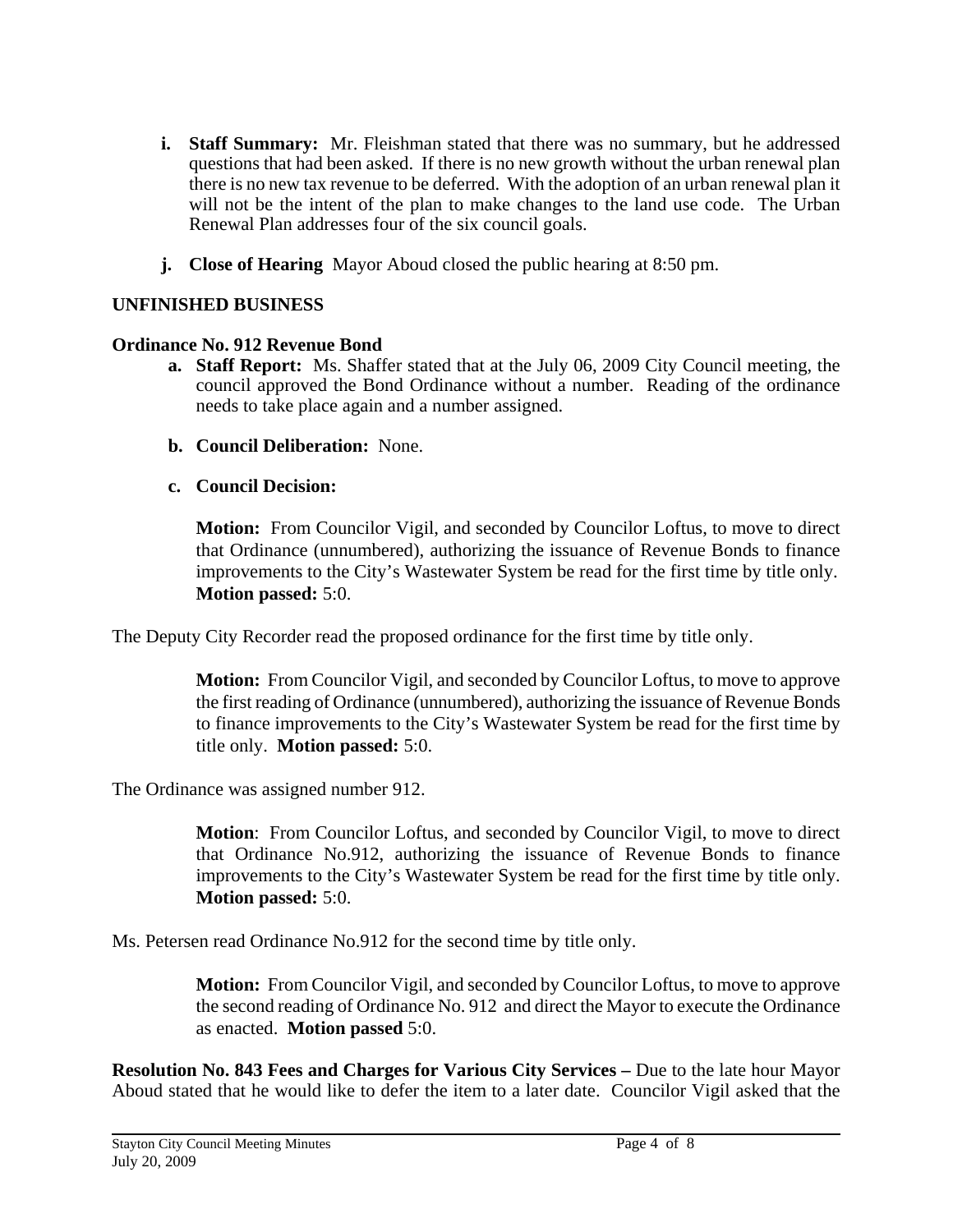- **i. Staff Summary:** Mr. Fleishman stated that there was no summary, but he addressed questions that had been asked. If there is no new growth without the urban renewal plan there is no new tax revenue to be deferred. With the adoption of an urban renewal plan it will not be the intent of the plan to make changes to the land use code. The Urban Renewal Plan addresses four of the six council goals.

- **j. Close of Hearing** Mayor Aboud closed the public hearing at 8:50 pm.

## UNFINISHED BUSINESS

### Ordinance No. 912 Revenue Bond

- **a. Staff Report:** Ms. Shaffer stated that at the July 06, 2009 City Council meeting, the council approved the Bond Ordinance without a number. Reading of the ordinance needs to take place again and a number assigned.

- **b. Council Deliberation:** None.

- **c. Council Decision:**

  **Motion:** From Councilor Vigil, and seconded by Councilor Loftus, to move to direct that Ordinance (unnumbered), authorizing the issuance of Revenue Bonds to finance improvements to the City's Wastewater System be read for the first time by title only. **Motion passed:** 5:0.

The Deputy City Recorder read the proposed ordinance for the first time by title only.

> **Motion:** From Councilor Vigil, and seconded by Councilor Loftus, to move to approve the first reading of Ordinance (unnumbered), authorizing the issuance of Revenue Bonds to finance improvements to the City's Wastewater System be read for the first time by title only. **Motion passed:** 5:0.

The Ordinance was assigned number 912.

> **Motion**: From Councilor Loftus, and seconded by Councilor Vigil, to move to direct that Ordinance No.912, authorizing the issuance of Revenue Bonds to finance improvements to the City's Wastewater System be read for the first time by title only. **Motion passed:** 5:0.

Ms. Petersen read Ordinance No.912 for the second time by title only.

> **Motion:** From Councilor Vigil, and seconded by Councilor Loftus, to move to approve the second reading of Ordinance No. 912 and direct the Mayor to execute the Ordinance as enacted. **Motion passed** 5:0.

**Resolution No. 843 Fees and Charges for Various City Services –** Due to the late hour Mayor Aboud stated that he would like to defer the item to a later date. Councilor Vigil asked that the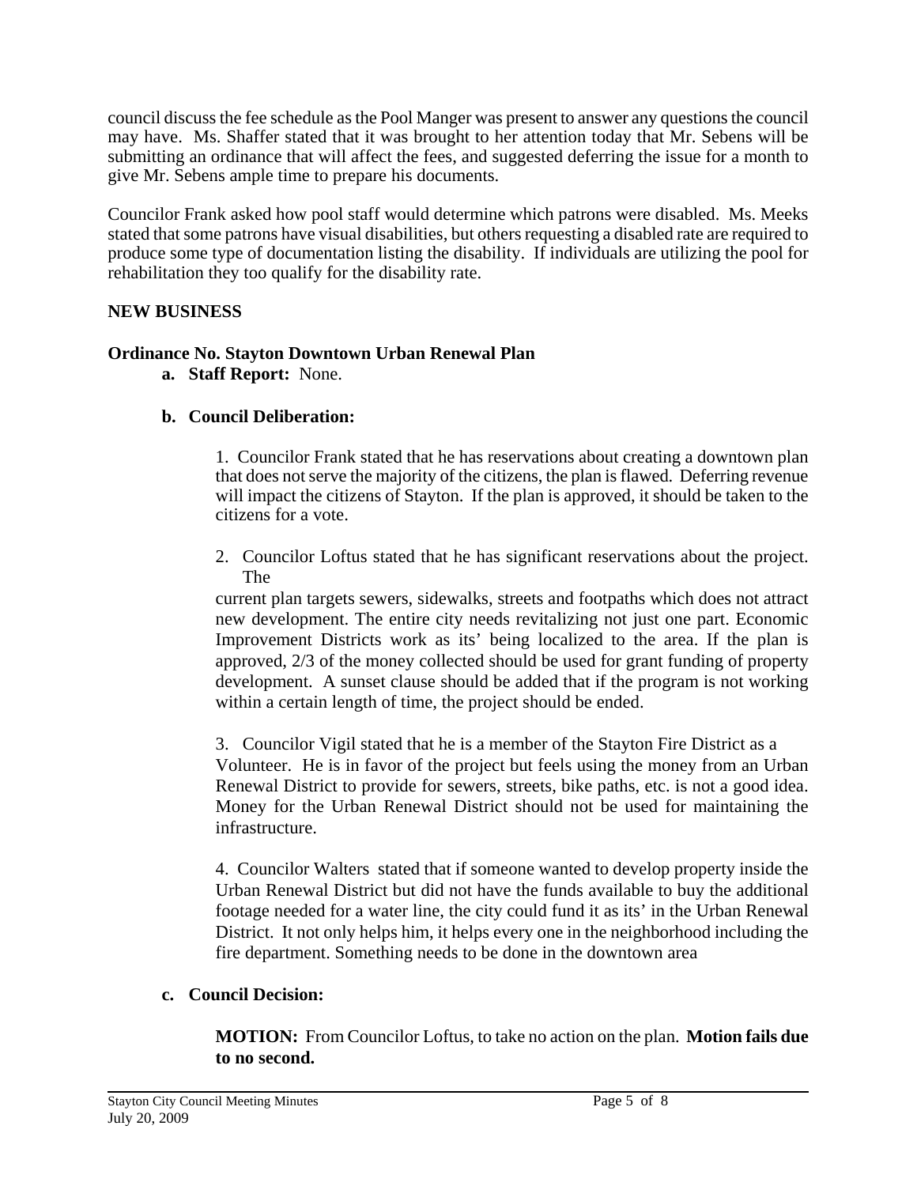council discuss the fee schedule as the Pool Manger was present to answer any questions the council may have. Ms. Shaffer stated that it was brought to her attention today that Mr. Sebens will be submitting an ordinance that will affect the fees, and suggested deferring the issue for a month to give Mr. Sebens ample time to prepare his documents.

Councilor Frank asked how pool staff would determine which patrons were disabled. Ms. Meeks stated that some patrons have visual disabilities, but others requesting a disabled rate are required to produce some type of documentation listing the disability. If individuals are utilizing the pool for rehabilitation they too qualify for the disability rate.

**NEW BUSINESS**

**Ordinance No. Stayton Downtown Urban Renewal Plan**

**a. Staff Report:** None.

**b. Council Deliberation:**

1. Councilor Frank stated that he has reservations about creating a downtown plan that does not serve the majority of the citizens, the plan is flawed. Deferring revenue will impact the citizens of Stayton. If the plan is approved, it should be taken to the citizens for a vote.

2. Councilor Loftus stated that he has significant reservations about the project. The current plan targets sewers, sidewalks, streets and footpaths which does not attract new development. The entire city needs revitalizing not just one part. Economic Improvement Districts work as its' being localized to the area. If the plan is approved, 2/3 of the money collected should be used for grant funding of property development. A sunset clause should be added that if the program is not working within a certain length of time, the project should be ended.

3. Councilor Vigil stated that he is a member of the Stayton Fire District as a Volunteer. He is in favor of the project but feels using the money from an Urban Renewal District to provide for sewers, streets, bike paths, etc. is not a good idea. Money for the Urban Renewal District should not be used for maintaining the infrastructure.

4. Councilor Walters stated that if someone wanted to develop property inside the Urban Renewal District but did not have the funds available to buy the additional footage needed for a water line, the city could fund it as its' in the Urban Renewal District. It not only helps him, it helps every one in the neighborhood including the fire department. Something needs to be done in the downtown area

**c. Council Decision:**

**MOTION:** From Councilor Loftus, to take no action on the plan. **Motion fails due to no second.**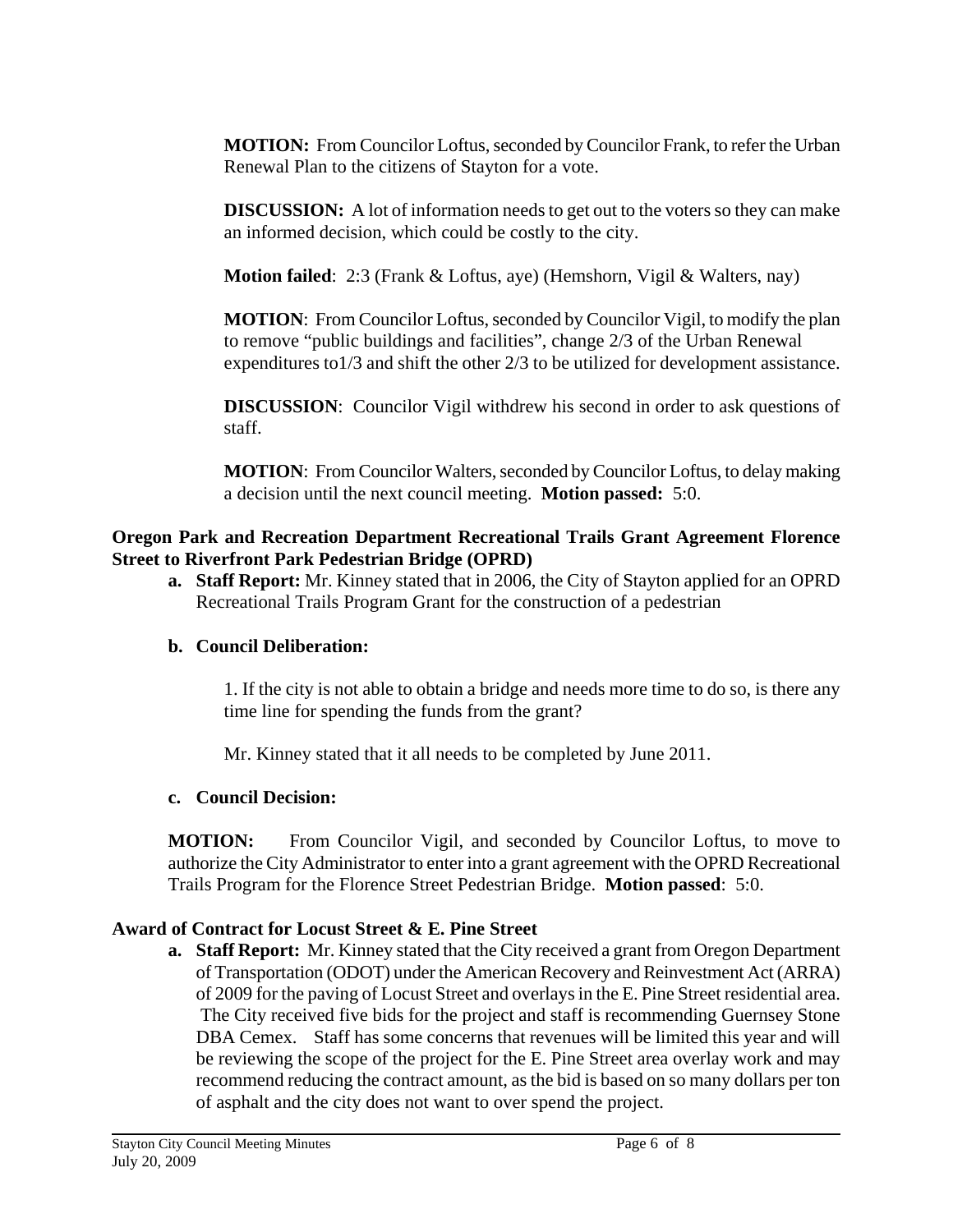**MOTION:** From Councilor Loftus, seconded by Councilor Frank, to refer the Urban Renewal Plan to the citizens of Stayton for a vote.

**DISCUSSION:** A lot of information needs to get out to the voters so they can make an informed decision, which could be costly to the city.

**Motion failed**: 2:3 (Frank & Loftus, aye) (Hemshorn, Vigil & Walters, nay)

**MOTION**: From Councilor Loftus, seconded by Councilor Vigil, to modify the plan to remove "public buildings and facilities", change 2/3 of the Urban Renewal expenditures to1/3 and shift the other 2/3 to be utilized for development assistance.

**DISCUSSION**: Councilor Vigil withdrew his second in order to ask questions of staff.

**MOTION**: From Councilor Walters, seconded by Councilor Loftus, to delay making a decision until the next council meeting. **Motion passed:** 5:0.

## Oregon Park and Recreation Department Recreational Trails Grant Agreement Florence Street to Riverfront Park Pedestrian Bridge (OPRD)

**a. Staff Report:** Mr. Kinney stated that in 2006, the City of Stayton applied for an OPRD Recreational Trails Program Grant for the construction of a pedestrian

**b. Council Deliberation:**

1. If the city is not able to obtain a bridge and needs more time to do so, is there any time line for spending the funds from the grant?

Mr. Kinney stated that it all needs to be completed by June 2011.

**c. Council Decision:**

**MOTION:** From Councilor Vigil, and seconded by Councilor Loftus, to move to authorize the City Administrator to enter into a grant agreement with the OPRD Recreational Trails Program for the Florence Street Pedestrian Bridge. **Motion passed**: 5:0.

## Award of Contract for Locust Street & E. Pine Street

**a. Staff Report:** Mr. Kinney stated that the City received a grant from Oregon Department of Transportation (ODOT) under the American Recovery and Reinvestment Act (ARRA) of 2009 for the paving of Locust Street and overlays in the E. Pine Street residential area. The City received five bids for the project and staff is recommending Guernsey Stone DBA Cemex. Staff has some concerns that revenues will be limited this year and will be reviewing the scope of the project for the E. Pine Street area overlay work and may recommend reducing the contract amount, as the bid is based on so many dollars per ton of asphalt and the city does not want to over spend the project.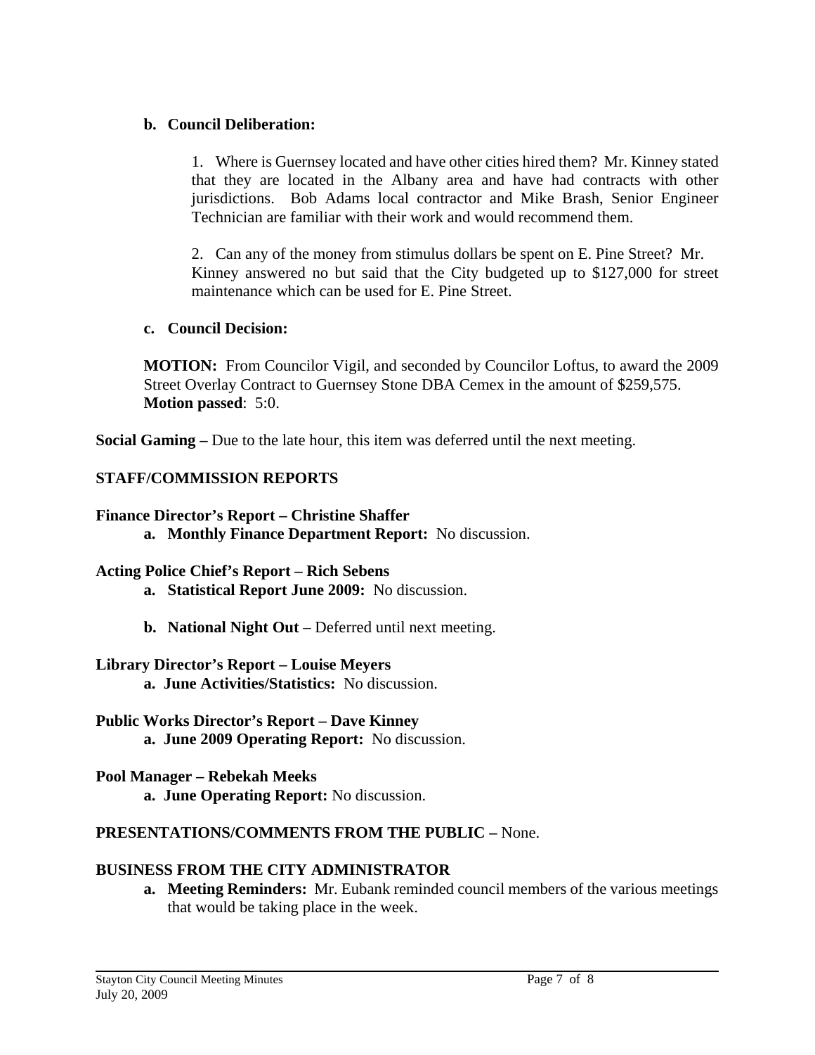**b. Council Deliberation:**

1. Where is Guernsey located and have other cities hired them? Mr. Kinney stated that they are located in the Albany area and have had contracts with other jurisdictions. Bob Adams local contractor and Mike Brash, Senior Engineer Technician are familiar with their work and would recommend them.

2. Can any of the money from stimulus dollars be spent on E. Pine Street? Mr. Kinney answered no but said that the City budgeted up to $127,000 for street maintenance which can be used for E. Pine Street.

**c. Council Decision:**

**MOTION:** From Councilor Vigil, and seconded by Councilor Loftus, to award the 2009 Street Overlay Contract to Guernsey Stone DBA Cemex in the amount of $259,575.
**Motion passed**: 5:0.

**Social Gaming –** Due to the late hour, this item was deferred until the next meeting.

**STAFF/COMMISSION REPORTS**

**Finance Director's Report – Christine Shaffer**

**a. Monthly Finance Department Report:** No discussion.

**Acting Police Chief's Report – Rich Sebens**

**a. Statistical Report June 2009:** No discussion.

**b. National Night Out** – Deferred until next meeting.

**Library Director's Report – Louise Meyers**

**a. June Activities/Statistics:** No discussion.

**Public Works Director's Report – Dave Kinney**

**a. June 2009 Operating Report:** No discussion.

**Pool Manager – Rebekah Meeks**

**a. June Operating Report:** No discussion.

**PRESENTATIONS/COMMENTS FROM THE PUBLIC –** None.

**BUSINESS FROM THE CITY ADMINISTRATOR**

**a. Meeting Reminders:** Mr. Eubank reminded council members of the various meetings that would be taking place in the week.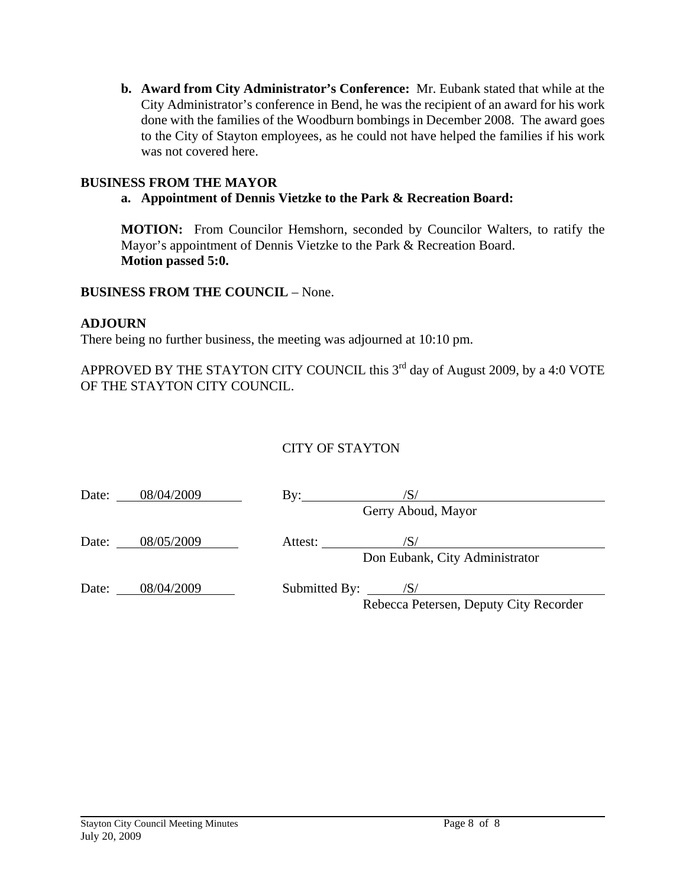**b. Award from City Administrator's Conference:** Mr. Eubank stated that while at the City Administrator's conference in Bend, he was the recipient of an award for his work done with the families of the Woodburn bombings in December 2008. The award goes to the City of Stayton employees, as he could not have helped the families if his work was not covered here.

## BUSINESS FROM THE MAYOR

**a. Appointment of Dennis Vietzke to the Park & Recreation Board:**

**MOTION:** From Councilor Hemshorn, seconded by Councilor Walters, to ratify the Mayor's appointment of Dennis Vietzke to the Park & Recreation Board.
**Motion passed 5:0.**

**BUSINESS FROM THE COUNCIL** – None.

## ADJOURN

There being no further business, the meeting was adjourned at 10:10 pm.

APPROVED BY THE STAYTON CITY COUNCIL this 3rd day of August 2009, by a 4:0 VOTE OF THE STAYTON CITY COUNCIL.

CITY OF STAYTON

Date: 08/04/2009 By: /S/
Gerry Aboud, Mayor

Date: 08/05/2009 Attest: /S/
Don Eubank, City Administrator

Date: 08/04/2009 Submitted By: /S/
Rebecca Petersen, Deputy City Recorder